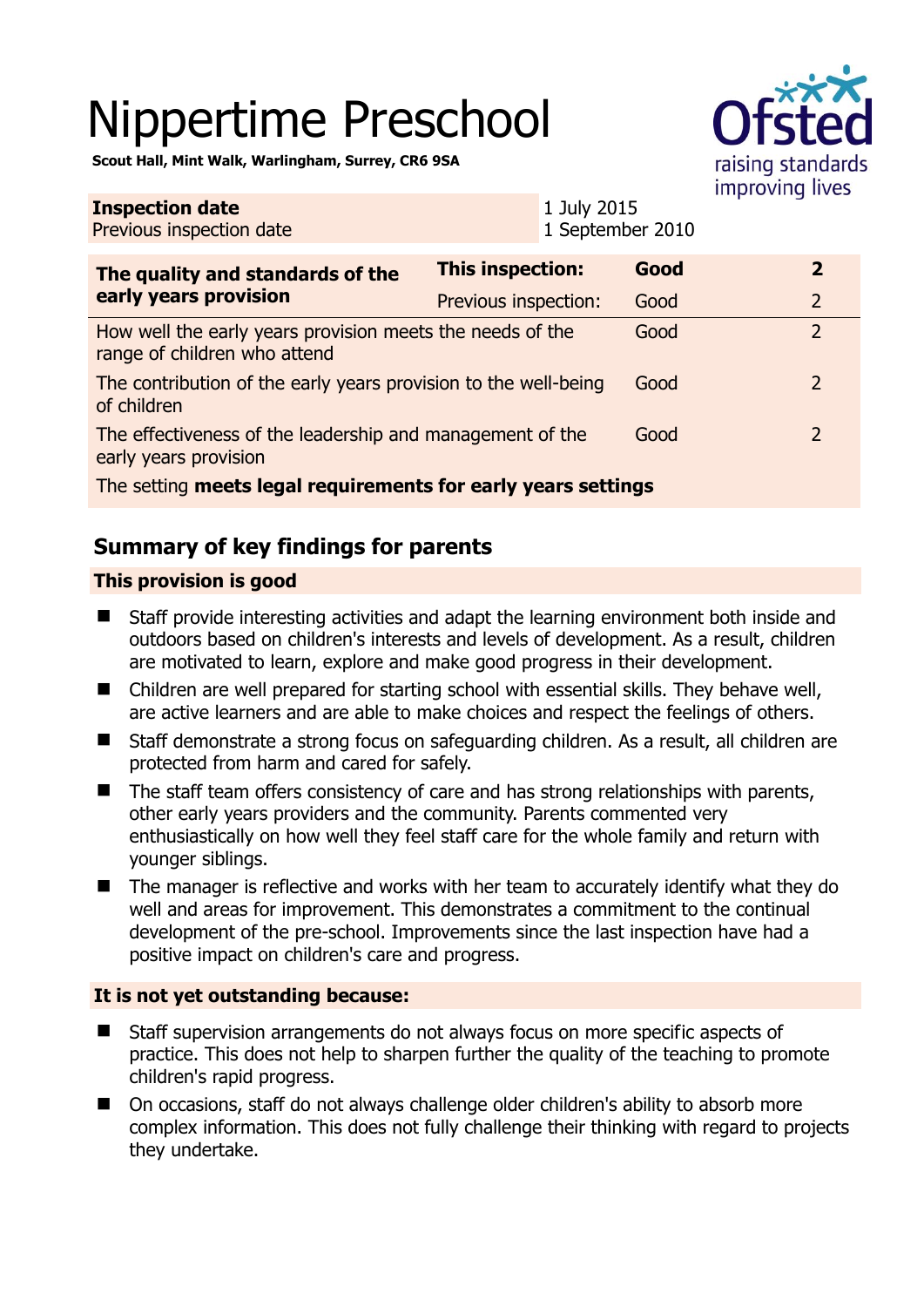# Nippertime Preschool

**Scout Hall, Mint Walk, Warlingham, Surrey, CR6 9SA**

| **Inspection date** | 1 July 2015 |
|---|---|
| Previous inspection date | 1 September 2010 |

| **The quality and standards of the early years provision** | **This inspection:** | **Good** | **2** |
|---|---|---|---|
| | Previous inspection: | Good | 2 |
| How well the early years provision meets the needs of the range of children who attend | | Good | 2 |
| The contribution of the early years provision to the well-being of children | | Good | 2 |
| The effectiveness of the leadership and management of the early years provision | | Good | 2 |
| The setting **meets legal requirements for early years settings** | | | |

## Summary of key findings for parents

### This provision is good

- Staff provide interesting activities and adapt the learning environment both inside and outdoors based on children's interests and levels of development. As a result, children are motivated to learn, explore and make good progress in their development.
- Children are well prepared for starting school with essential skills. They behave well, are active learners and are able to make choices and respect the feelings of others.
- Staff demonstrate a strong focus on safeguarding children. As a result, all children are protected from harm and cared for safely.
- The staff team offers consistency of care and has strong relationships with parents, other early years providers and the community. Parents commented very enthusiastically on how well they feel staff care for the whole family and return with younger siblings.
- The manager is reflective and works with her team to accurately identify what they do well and areas for improvement. This demonstrates a commitment to the continual development of the pre-school. Improvements since the last inspection have had a positive impact on children's care and progress.

### It is not yet outstanding because:

- Staff supervision arrangements do not always focus on more specific aspects of practice. This does not help to sharpen further the quality of the teaching to promote children's rapid progress.
- On occasions, staff do not always challenge older children's ability to absorb more complex information. This does not fully challenge their thinking with regard to projects they undertake.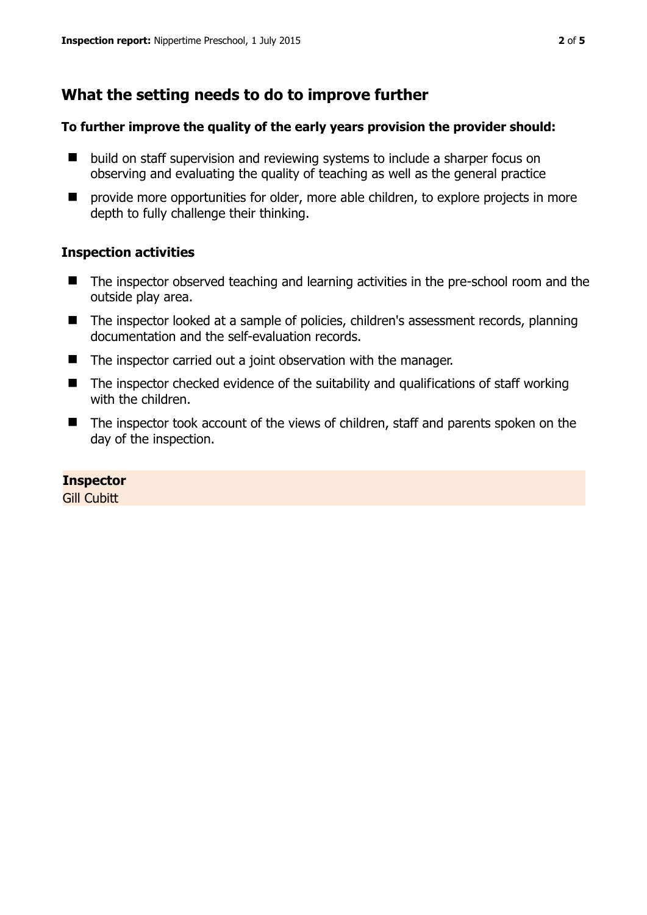## What the setting needs to do to improve further

**To further improve the quality of the early years provision the provider should:**

- build on staff supervision and reviewing systems to include a sharper focus on observing and evaluating the quality of teaching as well as the general practice
- provide more opportunities for older, more able children, to explore projects in more depth to fully challenge their thinking.

### Inspection activities

- The inspector observed teaching and learning activities in the pre-school room and the outside play area.
- The inspector looked at a sample of policies, children's assessment records, planning documentation and the self-evaluation records.
- The inspector carried out a joint observation with the manager.
- The inspector checked evidence of the suitability and qualifications of staff working with the children.
- The inspector took account of the views of children, staff and parents spoken on the day of the inspection.

**Inspector**
Gill Cubitt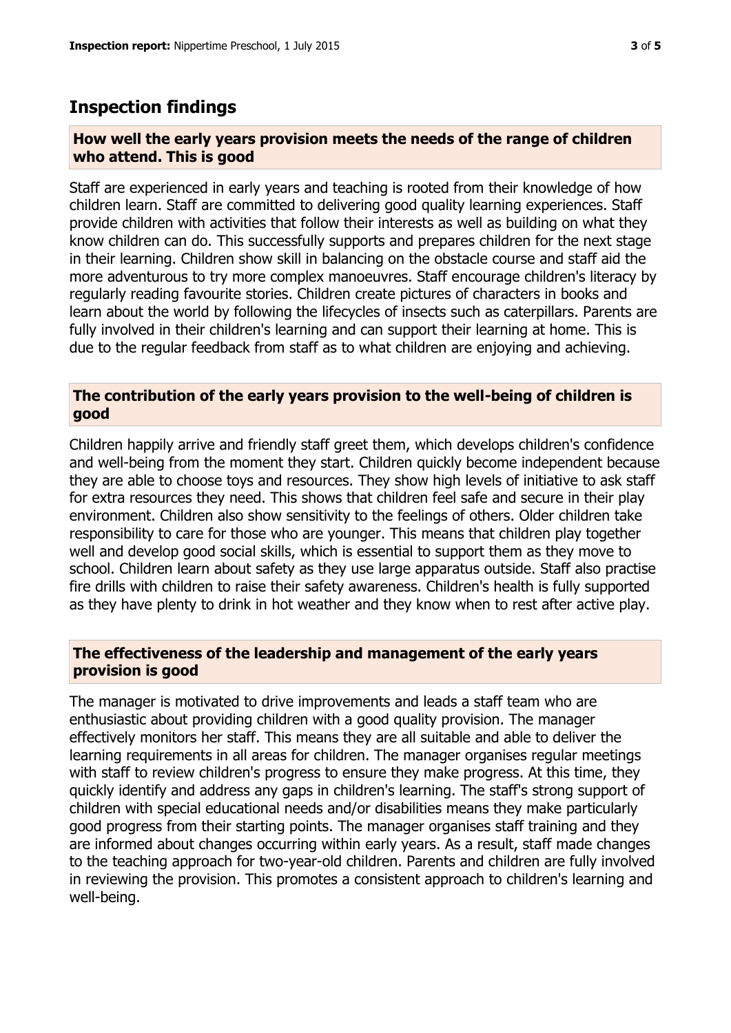## Inspection findings

### How well the early years provision meets the needs of the range of children who attend. This is good

Staff are experienced in early years and teaching is rooted from their knowledge of how children learn. Staff are committed to delivering good quality learning experiences. Staff provide children with activities that follow their interests as well as building on what they know children can do. This successfully supports and prepares children for the next stage in their learning. Children show skill in balancing on the obstacle course and staff aid the more adventurous to try more complex manoeuvres. Staff encourage children's literacy by regularly reading favourite stories. Children create pictures of characters in books and learn about the world by following the lifecycles of insects such as caterpillars. Parents are fully involved in their children's learning and can support their learning at home. This is due to the regular feedback from staff as to what children are enjoying and achieving.

### The contribution of the early years provision to the well-being of children is good

Children happily arrive and friendly staff greet them, which develops children's confidence and well-being from the moment they start. Children quickly become independent because they are able to choose toys and resources. They show high levels of initiative to ask staff for extra resources they need. This shows that children feel safe and secure in their play environment. Children also show sensitivity to the feelings of others. Older children take responsibility to care for those who are younger. This means that children play together well and develop good social skills, which is essential to support them as they move to school. Children learn about safety as they use large apparatus outside. Staff also practise fire drills with children to raise their safety awareness. Children's health is fully supported as they have plenty to drink in hot weather and they know when to rest after active play.

### The effectiveness of the leadership and management of the early years provision is good

The manager is motivated to drive improvements and leads a staff team who are enthusiastic about providing children with a good quality provision. The manager effectively monitors her staff. This means they are all suitable and able to deliver the learning requirements in all areas for children. The manager organises regular meetings with staff to review children's progress to ensure they make progress. At this time, they quickly identify and address any gaps in children's learning. The staff's strong support of children with special educational needs and/or disabilities means they make particularly good progress from their starting points. The manager organises staff training and they are informed about changes occurring within early years. As a result, staff made changes to the teaching approach for two-year-old children. Parents and children are fully involved in reviewing the provision. This promotes a consistent approach to children's learning and well-being.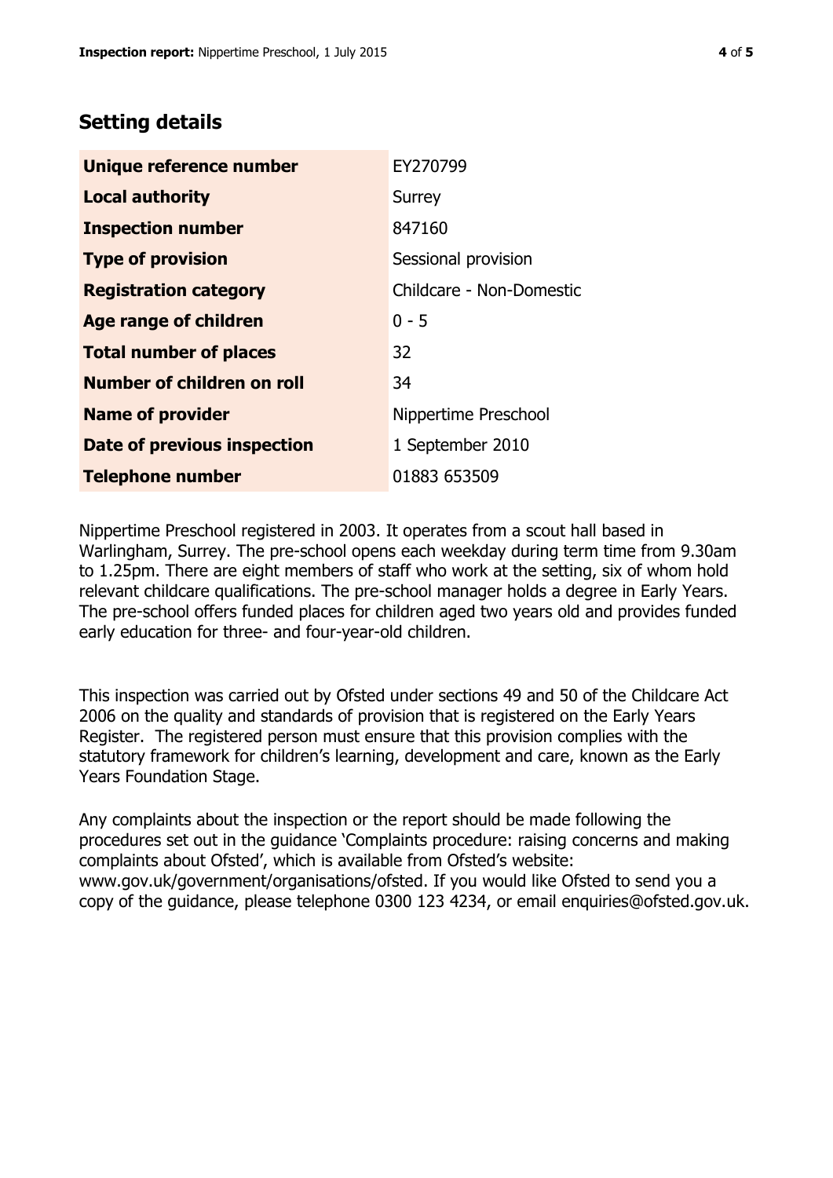## Setting details

| | |
|---|---|
| **Unique reference number** | EY270799 |
| **Local authority** | Surrey |
| **Inspection number** | 847160 |
| **Type of provision** | Sessional provision |
| **Registration category** | Childcare - Non-Domestic |
| **Age range of children** | 0 - 5 |
| **Total number of places** | 32 |
| **Number of children on roll** | 34 |
| **Name of provider** | Nippertime Preschool |
| **Date of previous inspection** | 1 September 2010 |
| **Telephone number** | 01883 653509 |

Nippertime Preschool registered in 2003. It operates from a scout hall based in Warlingham, Surrey. The pre-school opens each weekday during term time from 9.30am to 1.25pm. There are eight members of staff who work at the setting, six of whom hold relevant childcare qualifications. The pre-school manager holds a degree in Early Years. The pre-school offers funded places for children aged two years old and provides funded early education for three- and four-year-old children.

This inspection was carried out by Ofsted under sections 49 and 50 of the Childcare Act 2006 on the quality and standards of provision that is registered on the Early Years Register. The registered person must ensure that this provision complies with the statutory framework for children's learning, development and care, known as the Early Years Foundation Stage.

Any complaints about the inspection or the report should be made following the procedures set out in the guidance 'Complaints procedure: raising concerns and making complaints about Ofsted', which is available from Ofsted's website: www.gov.uk/government/organisations/ofsted. If you would like Ofsted to send you a copy of the guidance, please telephone 0300 123 4234, or email enquiries@ofsted.gov.uk.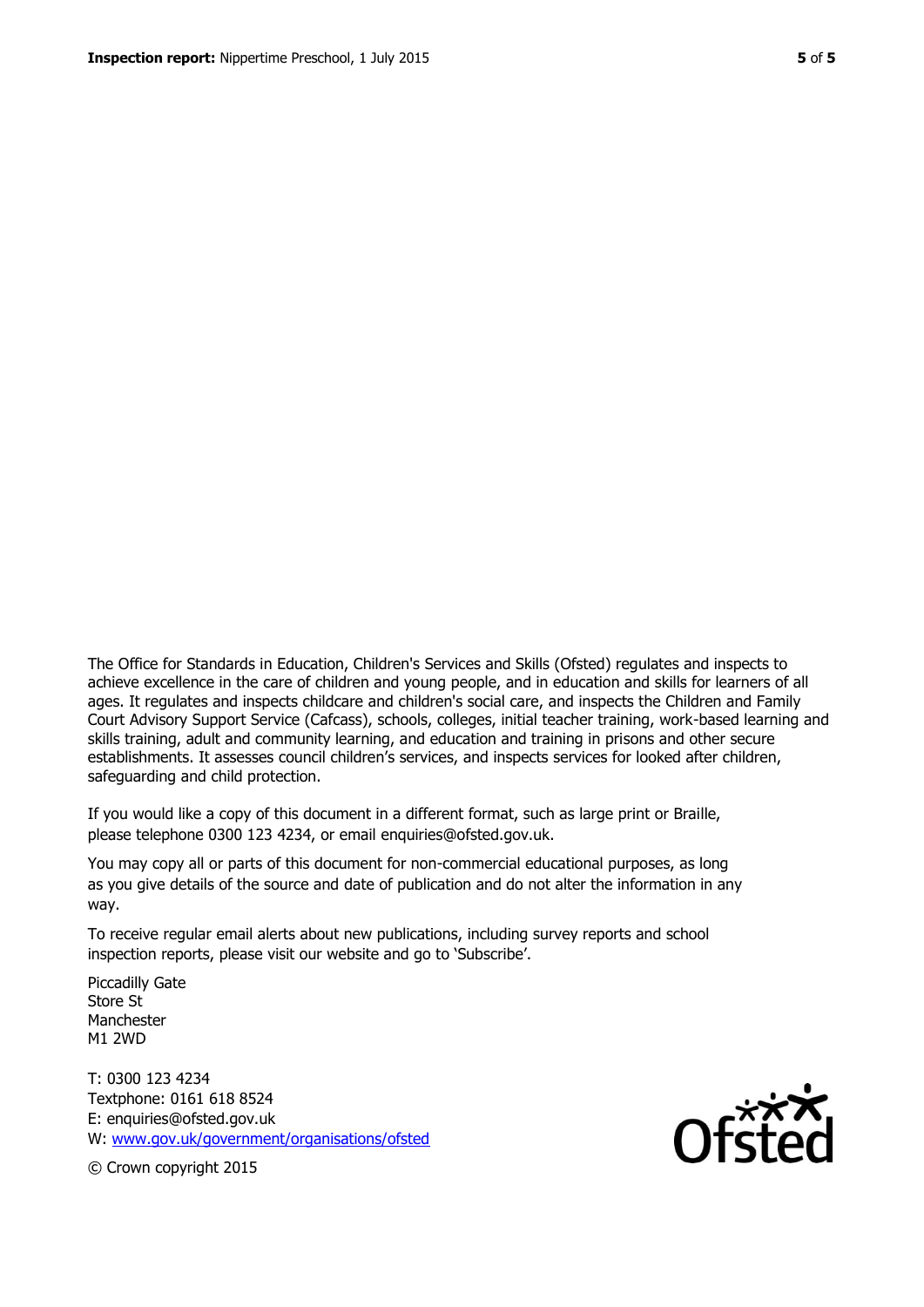The Office for Standards in Education, Children's Services and Skills (Ofsted) regulates and inspects to achieve excellence in the care of children and young people, and in education and skills for learners of all ages. It regulates and inspects childcare and children's social care, and inspects the Children and Family Court Advisory Support Service (Cafcass), schools, colleges, initial teacher training, work-based learning and skills training, adult and community learning, and education and training in prisons and other secure establishments. It assesses council children's services, and inspects services for looked after children, safeguarding and child protection.

If you would like a copy of this document in a different format, such as large print or Braille, please telephone 0300 123 4234, or email enquiries@ofsted.gov.uk.

You may copy all or parts of this document for non-commercial educational purposes, as long as you give details of the source and date of publication and do not alter the information in any way.

To receive regular email alerts about new publications, including survey reports and school inspection reports, please visit our website and go to 'Subscribe'.

Piccadilly Gate
Store St
Manchester
M1 2WD

T: 0300 123 4234
Textphone: 0161 618 8524
E: enquiries@ofsted.gov.uk
W: [www.gov.uk/government/organisations/ofsted](www.gov.uk/government/organisations/ofsted)

© Crown copyright 2015